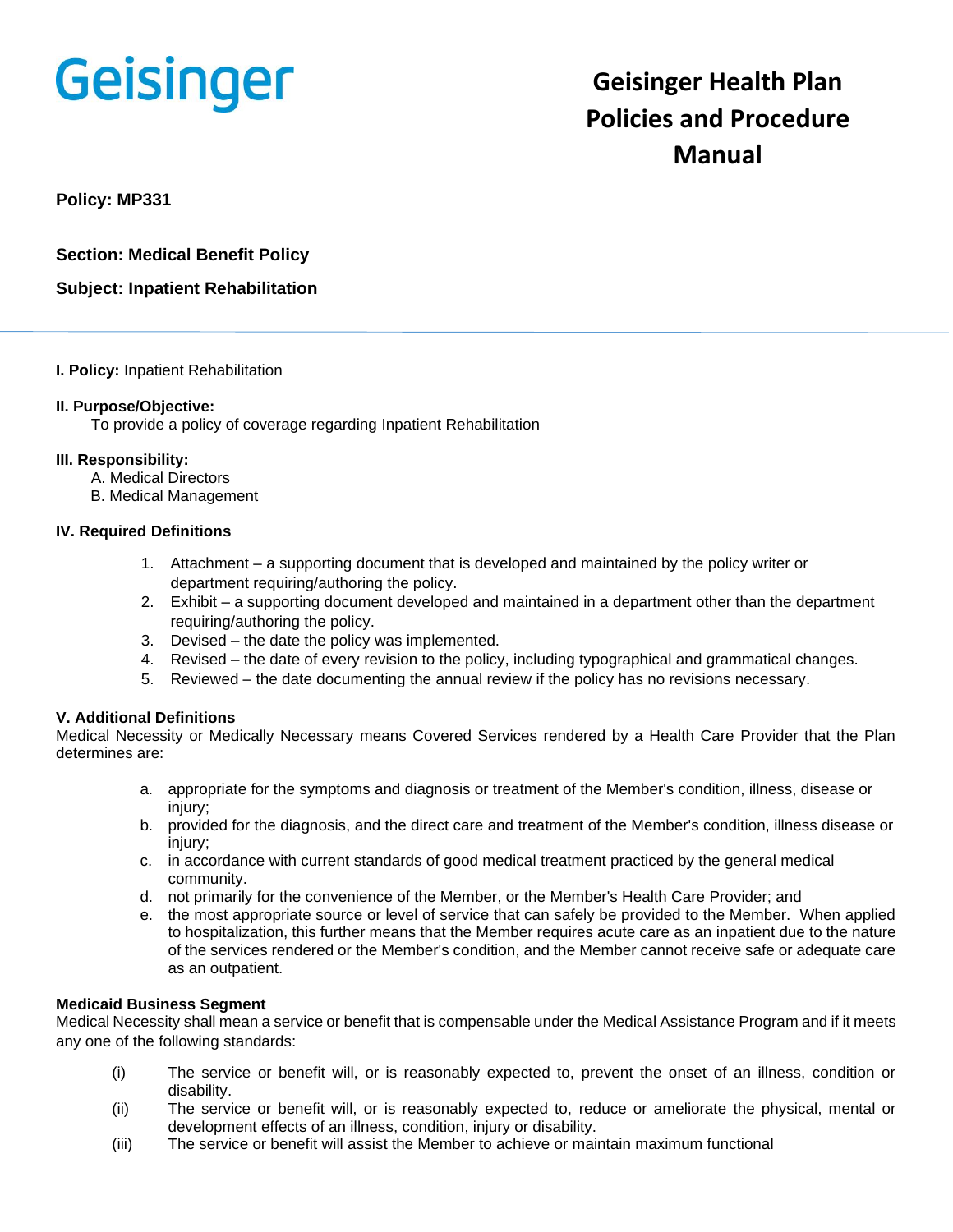Geisinger

# Geisinger Health Plan Policies and Procedure Manual

**Policy: MP331**

**Section: Medical Benefit Policy**

**Subject: Inpatient Rehabilitation**

---

**I. Policy:** Inpatient Rehabilitation

**II. Purpose/Objective:**
To provide a policy of coverage regarding Inpatient Rehabilitation

**III. Responsibility:**
A. Medical Directors
B. Medical Management

**IV. Required Definitions**

1. Attachment – a supporting document that is developed and maintained by the policy writer or department requiring/authoring the policy.
2. Exhibit – a supporting document developed and maintained in a department other than the department requiring/authoring the policy.
3. Devised – the date the policy was implemented.
4. Revised – the date of every revision to the policy, including typographical and grammatical changes.
5. Reviewed – the date documenting the annual review if the policy has no revisions necessary.

**V. Additional Definitions**
Medical Necessity or Medically Necessary means Covered Services rendered by a Health Care Provider that the Plan determines are:

a. appropriate for the symptoms and diagnosis or treatment of the Member's condition, illness, disease or injury;
b. provided for the diagnosis, and the direct care and treatment of the Member's condition, illness disease or injury;
c. in accordance with current standards of good medical treatment practiced by the general medical community.
d. not primarily for the convenience of the Member, or the Member's Health Care Provider; and
e. the most appropriate source or level of service that can safely be provided to the Member. When applied to hospitalization, this further means that the Member requires acute care as an inpatient due to the nature of the services rendered or the Member's condition, and the Member cannot receive safe or adequate care as an outpatient.

**Medicaid Business Segment**
Medical Necessity shall mean a service or benefit that is compensable under the Medical Assistance Program and if it meets any one of the following standards:

(i) The service or benefit will, or is reasonably expected to, prevent the onset of an illness, condition or disability.
(ii) The service or benefit will, or is reasonably expected to, reduce or ameliorate the physical, mental or development effects of an illness, condition, injury or disability.
(iii) The service or benefit will assist the Member to achieve or maintain maximum functional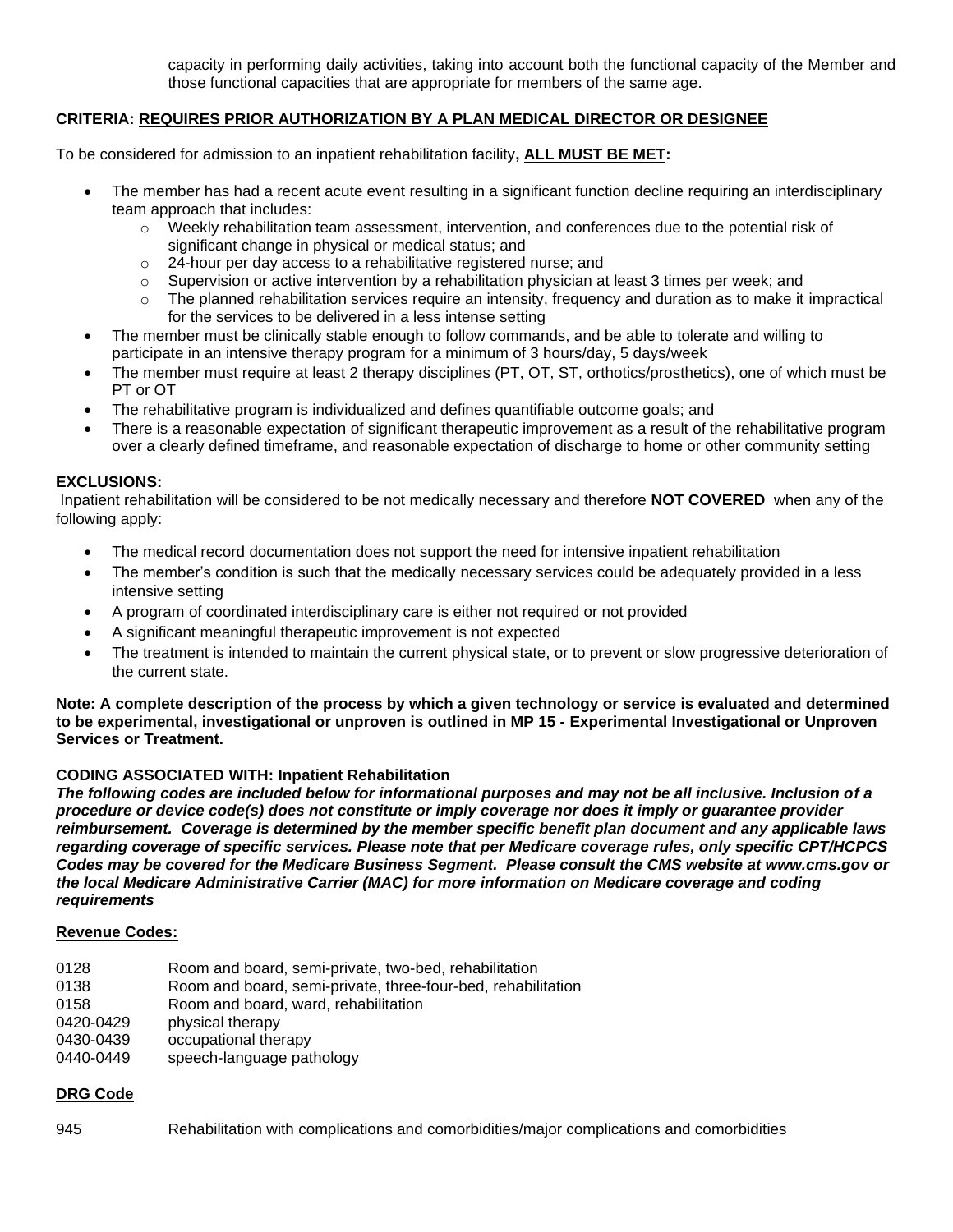capacity in performing daily activities, taking into account both the functional capacity of the Member and those functional capacities that are appropriate for members of the same age.

**CRITERIA: <u>REQUIRES PRIOR AUTHORIZATION BY A PLAN MEDICAL DIRECTOR OR DESIGNEE</u>**

To be considered for admission to an inpatient rehabilitation facility**, <u>ALL MUST BE MET</u>:**

- The member has had a recent acute event resulting in a significant function decline requiring an interdisciplinary team approach that includes:
  - Weekly rehabilitation team assessment, intervention, and conferences due to the potential risk of significant change in physical or medical status; and
  - 24-hour per day access to a rehabilitative registered nurse; and
  - Supervision or active intervention by a rehabilitation physician at least 3 times per week; and
  - The planned rehabilitation services require an intensity, frequency and duration as to make it impractical for the services to be delivered in a less intense setting
- The member must be clinically stable enough to follow commands, and be able to tolerate and willing to participate in an intensive therapy program for a minimum of 3 hours/day, 5 days/week
- The member must require at least 2 therapy disciplines (PT, OT, ST, orthotics/prosthetics), one of which must be PT or OT
- The rehabilitative program is individualized and defines quantifiable outcome goals; and
- There is a reasonable expectation of significant therapeutic improvement as a result of the rehabilitative program over a clearly defined timeframe, and reasonable expectation of discharge to home or other community setting

**EXCLUSIONS:**

Inpatient rehabilitation will be considered to be not medically necessary and therefore **NOT COVERED** when any of the following apply:

- The medical record documentation does not support the need for intensive inpatient rehabilitation
- The member's condition is such that the medically necessary services could be adequately provided in a less intensive setting
- A program of coordinated interdisciplinary care is either not required or not provided
- A significant meaningful therapeutic improvement is not expected
- The treatment is intended to maintain the current physical state, or to prevent or slow progressive deterioration of the current state.

**Note: A complete description of the process by which a given technology or service is evaluated and determined to be experimental, investigational or unproven is outlined in MP 15 - Experimental Investigational or Unproven Services or Treatment.**

**CODING ASSOCIATED WITH: Inpatient Rehabilitation**

***The following codes are included below for informational purposes and may not be all inclusive. Inclusion of a procedure or device code(s) does not constitute or imply coverage nor does it imply or guarantee provider reimbursement. Coverage is determined by the member specific benefit plan document and any applicable laws regarding coverage of specific services. Please note that per Medicare coverage rules, only specific CPT/HCPCS Codes may be covered for the Medicare Business Segment. Please consult the CMS website at www.cms.gov or the local Medicare Administrative Carrier (MAC) for more information on Medicare coverage and coding requirements***

**<u>Revenue Codes:</u>**

| | |
|---|---|
| 0128 | Room and board, semi-private, two-bed, rehabilitation |
| 0138 | Room and board, semi-private, three-four-bed, rehabilitation |
| 0158 | Room and board, ward, rehabilitation |
| 0420-0429 | physical therapy |
| 0430-0439 | occupational therapy |
| 0440-0449 | speech-language pathology |

**<u>DRG Code</u>**

| | |
|---|---|
| 945 | Rehabilitation with complications and comorbidities/major complications and comorbidities |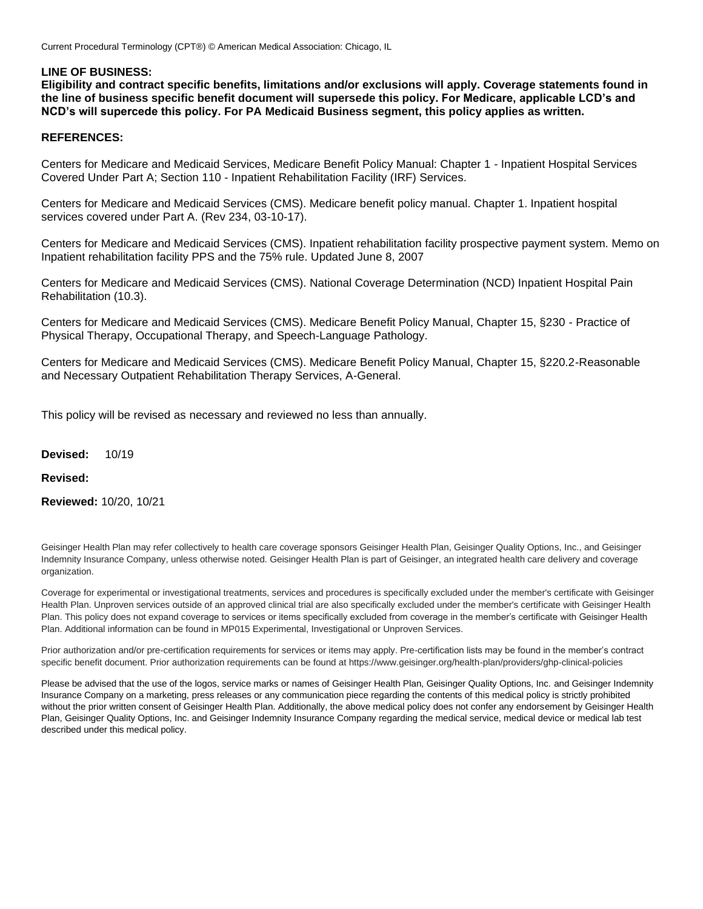Current Procedural Terminology (CPT®) © American Medical Association: Chicago, IL

**LINE OF BUSINESS:**

**Eligibility and contract specific benefits, limitations and/or exclusions will apply. Coverage statements found in the line of business specific benefit document will supersede this policy. For Medicare, applicable LCD's and NCD's will supercede this policy. For PA Medicaid Business segment, this policy applies as written.**

**REFERENCES:**

Centers for Medicare and Medicaid Services, Medicare Benefit Policy Manual: Chapter 1 - Inpatient Hospital Services Covered Under Part A; Section 110 - Inpatient Rehabilitation Facility (IRF) Services.

Centers for Medicare and Medicaid Services (CMS). Medicare benefit policy manual. Chapter 1. Inpatient hospital services covered under Part A. (Rev 234, 03-10-17).

Centers for Medicare and Medicaid Services (CMS). Inpatient rehabilitation facility prospective payment system. Memo on Inpatient rehabilitation facility PPS and the 75% rule. Updated June 8, 2007

Centers for Medicare and Medicaid Services (CMS). National Coverage Determination (NCD) Inpatient Hospital Pain Rehabilitation (10.3).

Centers for Medicare and Medicaid Services (CMS). Medicare Benefit Policy Manual, Chapter 15, §230 - Practice of Physical Therapy, Occupational Therapy, and Speech-Language Pathology.

Centers for Medicare and Medicaid Services (CMS). Medicare Benefit Policy Manual, Chapter 15, §220.2-Reasonable and Necessary Outpatient Rehabilitation Therapy Services, A-General.

This policy will be revised as necessary and reviewed no less than annually.

**Devised:** 10/19

**Revised:**

**Reviewed:** 10/20, 10/21

Geisinger Health Plan may refer collectively to health care coverage sponsors Geisinger Health Plan, Geisinger Quality Options, Inc., and Geisinger Indemnity Insurance Company, unless otherwise noted. Geisinger Health Plan is part of Geisinger, an integrated health care delivery and coverage organization.

Coverage for experimental or investigational treatments, services and procedures is specifically excluded under the member's certificate with Geisinger Health Plan. Unproven services outside of an approved clinical trial are also specifically excluded under the member's certificate with Geisinger Health Plan. This policy does not expand coverage to services or items specifically excluded from coverage in the member's certificate with Geisinger Health Plan. Additional information can be found in MP015 Experimental, Investigational or Unproven Services.

Prior authorization and/or pre-certification requirements for services or items may apply. Pre-certification lists may be found in the member's contract specific benefit document. Prior authorization requirements can be found at https://www.geisinger.org/health-plan/providers/ghp-clinical-policies

Please be advised that the use of the logos, service marks or names of Geisinger Health Plan, Geisinger Quality Options, Inc. and Geisinger Indemnity Insurance Company on a marketing, press releases or any communication piece regarding the contents of this medical policy is strictly prohibited without the prior written consent of Geisinger Health Plan. Additionally, the above medical policy does not confer any endorsement by Geisinger Health Plan, Geisinger Quality Options, Inc. and Geisinger Indemnity Insurance Company regarding the medical service, medical device or medical lab test described under this medical policy.